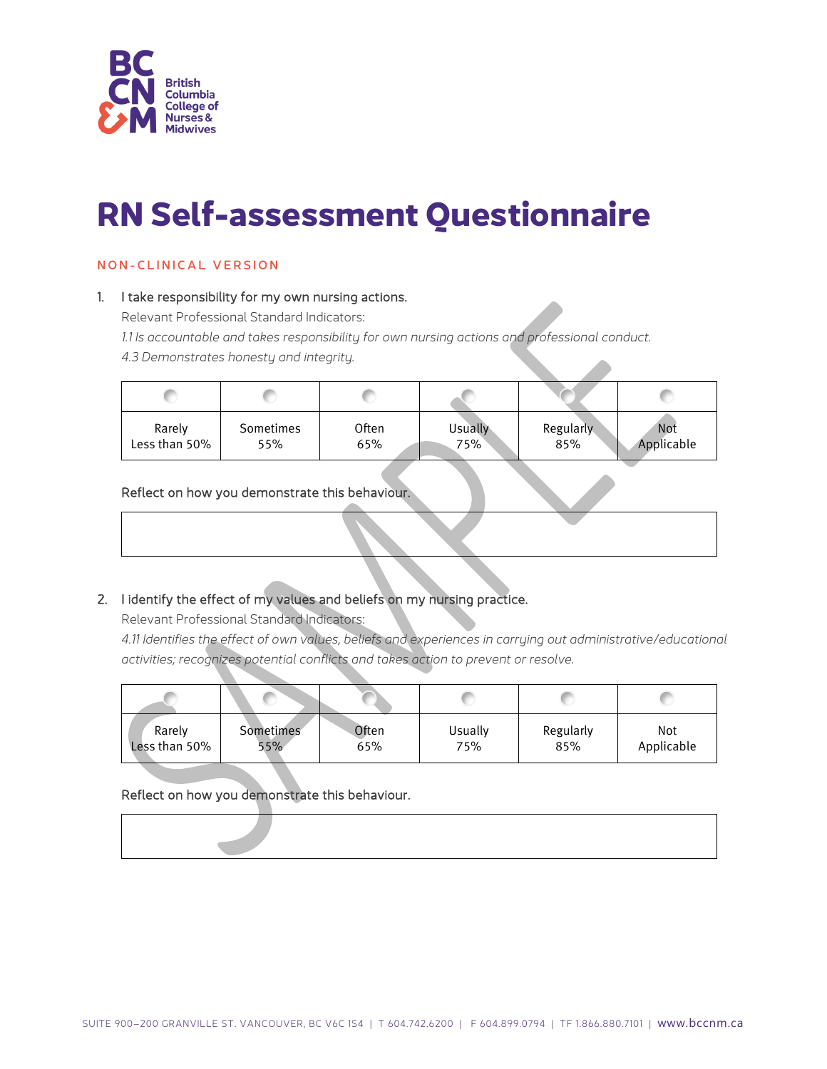# RN Self-assessment Questionnaire

## NON-CLINICAL VERSION

1. I take responsibility for my own nursing actions.

   Relevant Professional Standard Indicators:

   *1.1 Is accountable and takes responsibility for own nursing actions and professional conduct.*

   *4.3 Demonstrates honesty and integrity.*

| ○ | ○ | ○ | ○ | ○ | ○ |
|---|---|---|---|---|---|
| Rarely Less than 50% | Sometimes 55% | Often 65% | Usually 75% | Regularly 85% | Not Applicable |

   Reflect on how you demonstrate this behaviour.

2. I identify the effect of my values and beliefs on my nursing practice.

   Relevant Professional Standard Indicators:

   *4.11 Identifies the effect of own values, beliefs and experiences in carrying out administrative/educational activities; recognizes potential conflicts and takes action to prevent or resolve.*

| ○ | ○ | ○ | ○ | ○ | ○ |
|---|---|---|---|---|---|
| Rarely Less than 50% | Sometimes 55% | Often 65% | Usually 75% | Regularly 85% | Not Applicable |

   Reflect on how you demonstrate this behaviour.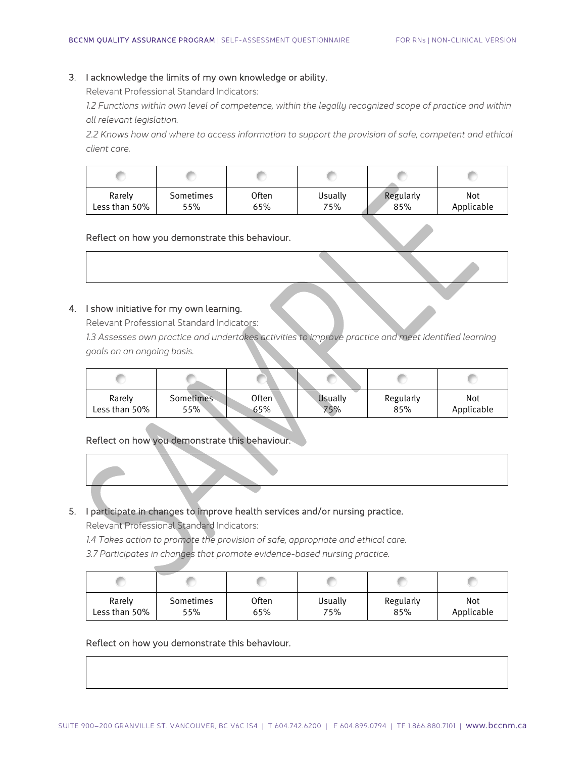3. I acknowledge the limits of my own knowledge or ability.

   Relevant Professional Standard Indicators:

   *1.2 Functions within own level of competence, within the legally recognized scope of practice and within all relevant legislation.*

   *2.2 Knows how and where to access information to support the provision of safe, competent and ethical client care.*

| ○ | ○ | ○ | ○ | ○ | ○ |
|---|---|---|---|---|---|
| Rarely Less than 50% | Sometimes 55% | Often 65% | Usually 75% | Regularly 85% | Not Applicable |

   Reflect on how you demonstrate this behaviour.

4. I show initiative for my own learning.

   Relevant Professional Standard Indicators:

   *1.3 Assesses own practice and undertakes activities to improve practice and meet identified learning goals on an ongoing basis.*

| ○ | ○ | ○ | ○ | ○ | ○ |
|---|---|---|---|---|---|
| Rarely Less than 50% | Sometimes 55% | Often 65% | Usually 75% | Regularly 85% | Not Applicable |

   Reflect on how you demonstrate this behaviour.

5. I participate in changes to improve health services and/or nursing practice.

   Relevant Professional Standard Indicators:

   *1.4 Takes action to promote the provision of safe, appropriate and ethical care.*

   *3.7 Participates in changes that promote evidence-based nursing practice.*

| ○ | ○ | ○ | ○ | ○ | ○ |
|---|---|---|---|---|---|
| Rarely Less than 50% | Sometimes 55% | Often 65% | Usually 75% | Regularly 85% | Not Applicable |

   Reflect on how you demonstrate this behaviour.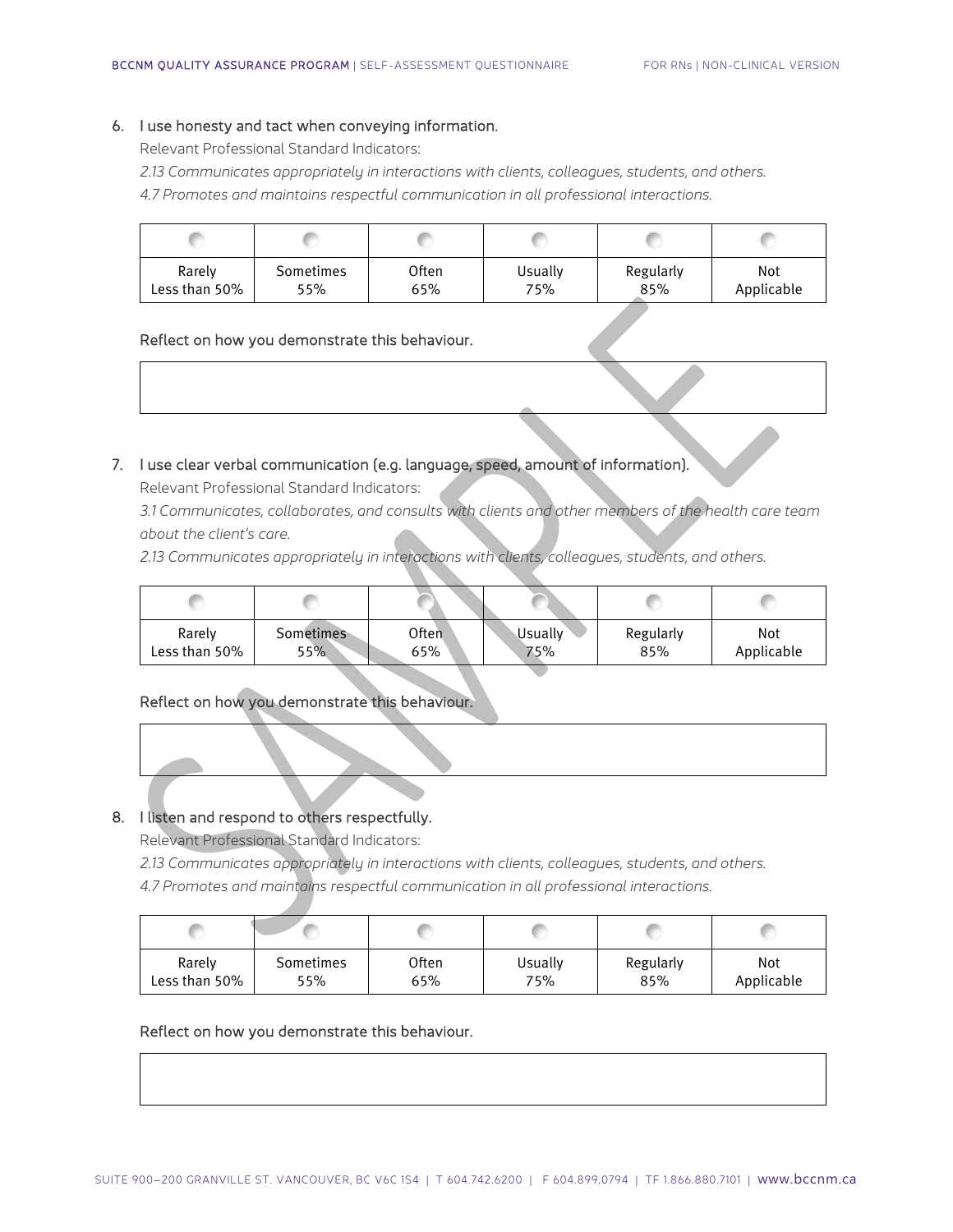6. I use honesty and tact when conveying information.
   Relevant Professional Standard Indicators:
   *2.13 Communicates appropriately in interactions with clients, colleagues, students, and others.*
   *4.7 Promotes and maintains respectful communication in all professional interactions.*

| ○ | ○ | ○ | ○ | ○ | ○ |
|---|---|---|---|---|---|
| Rarely Less than 50% | Sometimes 55% | Often 65% | Usually 75% | Regularly 85% | Not Applicable |

Reflect on how you demonstrate this behaviour.

7. I use clear verbal communication (e.g. language, speed, amount of information).
   Relevant Professional Standard Indicators:
   *3.1 Communicates, collaborates, and consults with clients and other members of the health care team about the client's care.*
   *2.13 Communicates appropriately in interactions with clients, colleagues, students, and others.*

| ○ | ○ | ○ | ○ | ○ | ○ |
|---|---|---|---|---|---|
| Rarely Less than 50% | Sometimes 55% | Often 65% | Usually 75% | Regularly 85% | Not Applicable |

Reflect on how you demonstrate this behaviour.

8. I listen and respond to others respectfully.
   Relevant Professional Standard Indicators:
   *2.13 Communicates appropriately in interactions with clients, colleagues, students, and others.*
   *4.7 Promotes and maintains respectful communication in all professional interactions.*

| ○ | ○ | ○ | ○ | ○ | ○ |
|---|---|---|---|---|---|
| Rarely Less than 50% | Sometimes 55% | Often 65% | Usually 75% | Regularly 85% | Not Applicable |

Reflect on how you demonstrate this behaviour.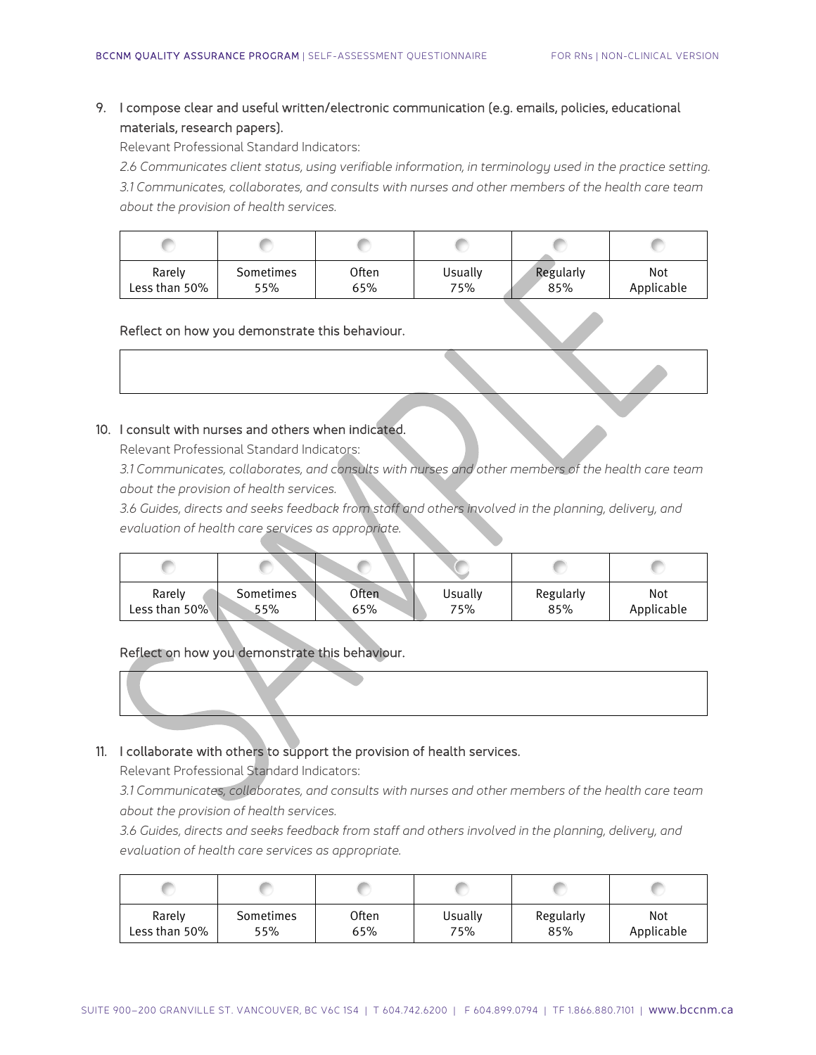9. I compose clear and useful written/electronic communication (e.g. emails, policies, educational materials, research papers).

   Relevant Professional Standard Indicators:

   *2.6 Communicates client status, using verifiable information, in terminology used in the practice setting.*

   *3.1 Communicates, collaborates, and consults with nurses and other members of the health care team about the provision of health services.*

| ○ | ○ | ○ | ○ | ○ | ○ |
|---|---|---|---|---|---|
| Rarely Less than 50% | Sometimes 55% | Often 65% | Usually 75% | Regularly 85% | Not Applicable |

   Reflect on how you demonstrate this behaviour.

10. I consult with nurses and others when indicated.

   Relevant Professional Standard Indicators:

   *3.1 Communicates, collaborates, and consults with nurses and other members of the health care team about the provision of health services.*

   *3.6 Guides, directs and seeks feedback from staff and others involved in the planning, delivery, and evaluation of health care services as appropriate.*

| ○ | ○ | ○ | ○ | ○ | ○ |
|---|---|---|---|---|---|
| Rarely Less than 50% | Sometimes 55% | Often 65% | Usually 75% | Regularly 85% | Not Applicable |

   Reflect on how you demonstrate this behaviour.

11. I collaborate with others to support the provision of health services.

   Relevant Professional Standard Indicators:

   *3.1 Communicates, collaborates, and consults with nurses and other members of the health care team about the provision of health services.*

   *3.6 Guides, directs and seeks feedback from staff and others involved in the planning, delivery, and evaluation of health care services as appropriate.*

| ○ | ○ | ○ | ○ | ○ | ○ |
|---|---|---|---|---|---|
| Rarely Less than 50% | Sometimes 55% | Often 65% | Usually 75% | Regularly 85% | Not Applicable |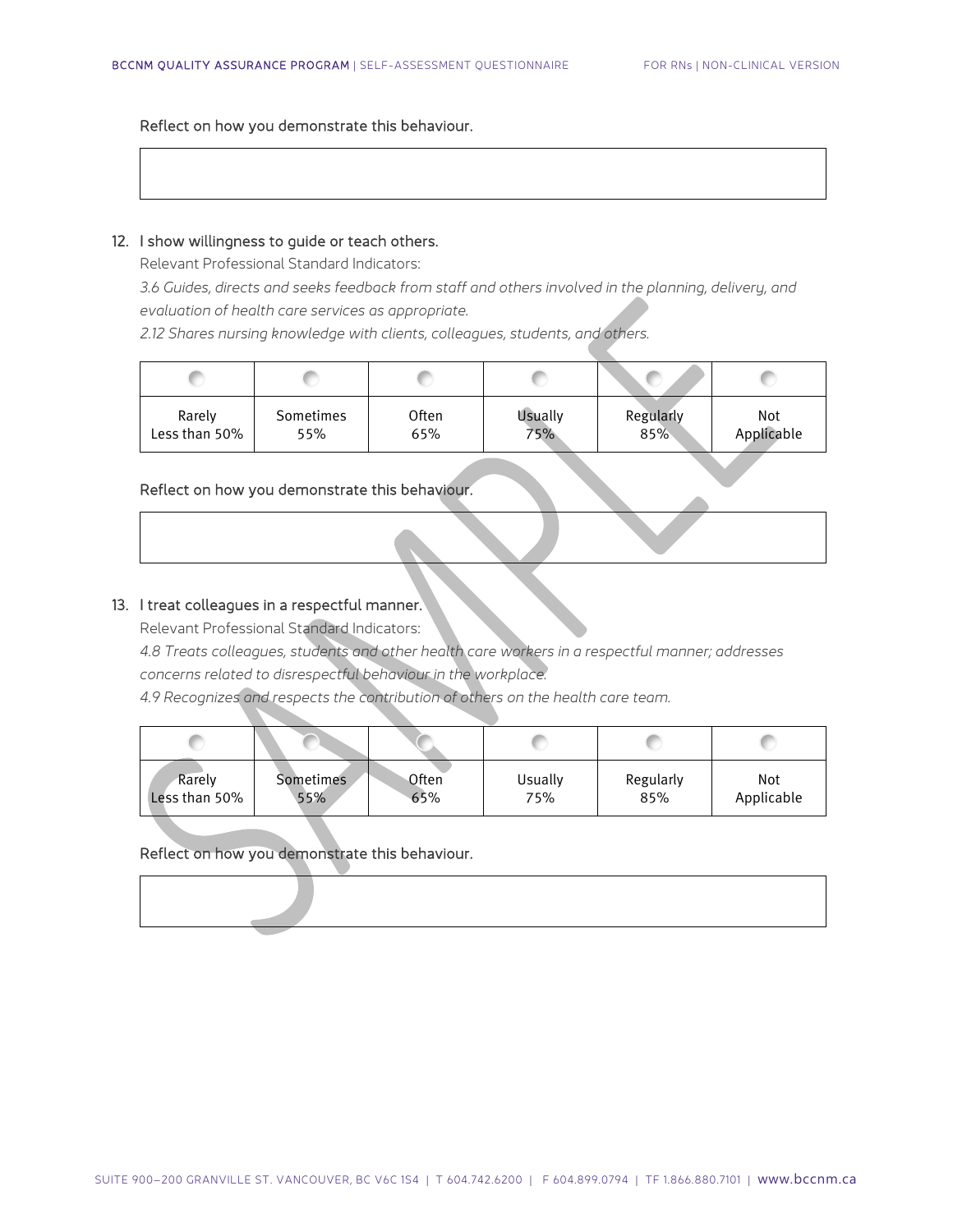Reflect on how you demonstrate this behaviour.

| |
|---|
| |

12. I show willingness to guide or teach others.

Relevant Professional Standard Indicators:

*3.6 Guides, directs and seeks feedback from staff and others involved in the planning, delivery, and evaluation of health care services as appropriate.*

*2.12 Shares nursing knowledge with clients, colleagues, students, and others.*

| ○ | ○ | ○ | ○ | ○ | ○ |
|---|---|---|---|---|---|
| Rarely Less than 50% | Sometimes 55% | Often 65% | Usually 75% | Regularly 85% | Not Applicable |

Reflect on how you demonstrate this behaviour.

| |
|---|
| |

13. I treat colleagues in a respectful manner.

Relevant Professional Standard Indicators:

*4.8 Treats colleagues, students and other health care workers in a respectful manner; addresses concerns related to disrespectful behaviour in the workplace.*

*4.9 Recognizes and respects the contribution of others on the health care team.*

| ○ | ○ | ○ | ○ | ○ | ○ |
|---|---|---|---|---|---|
| Rarely Less than 50% | Sometimes 55% | Often 65% | Usually 75% | Regularly 85% | Not Applicable |

Reflect on how you demonstrate this behaviour.

| |
|---|
| |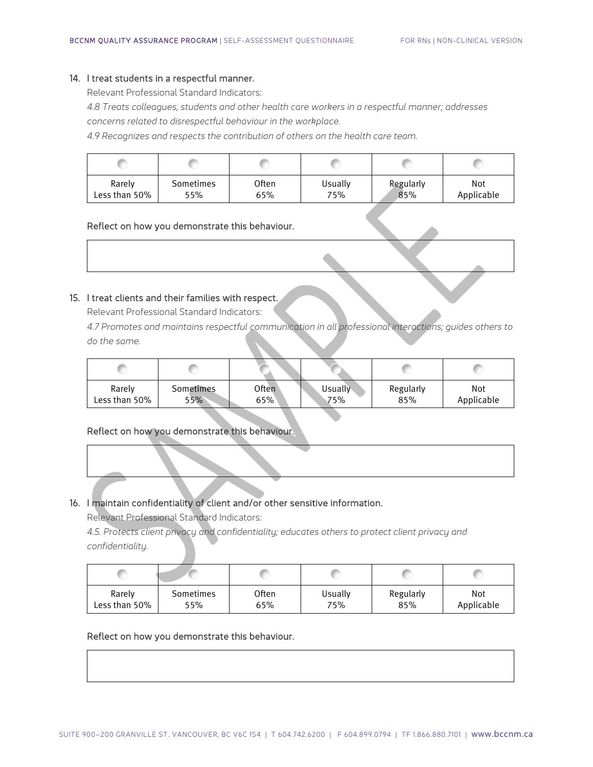14. I treat students in a respectful manner.

Relevant Professional Standard Indicators:

*4.8 Treats colleagues, students and other health care workers in a respectful manner; addresses concerns related to disrespectful behaviour in the workplace.*

*4.9 Recognizes and respects the contribution of others on the health care team.*

| ○ | ○ | ○ | ○ | ○ | ○ |
|---|---|---|---|---|---|
| Rarely Less than 50% | Sometimes 55% | Often 65% | Usually 75% | Regularly 85% | Not Applicable |

Reflect on how you demonstrate this behaviour.

15. I treat clients and their families with respect.

Relevant Professional Standard Indicators:

*4.7 Promotes and maintains respectful communication in all professional interactions; guides others to do the same.*

| ○ | ○ | ○ | ○ | ○ | ○ |
|---|---|---|---|---|---|
| Rarely Less than 50% | Sometimes 55% | Often 65% | Usually 75% | Regularly 85% | Not Applicable |

Reflect on how you demonstrate this behaviour.

16. I maintain confidentiality of client and/or other sensitive information.

Relevant Professional Standard Indicators:

*4.5. Protects client privacy and confidentiality; educates others to protect client privacy and confidentiality.*

| ○ | ○ | ○ | ○ | ○ | ○ |
|---|---|---|---|---|---|
| Rarely Less than 50% | Sometimes 55% | Often 65% | Usually 75% | Regularly 85% | Not Applicable |

Reflect on how you demonstrate this behaviour.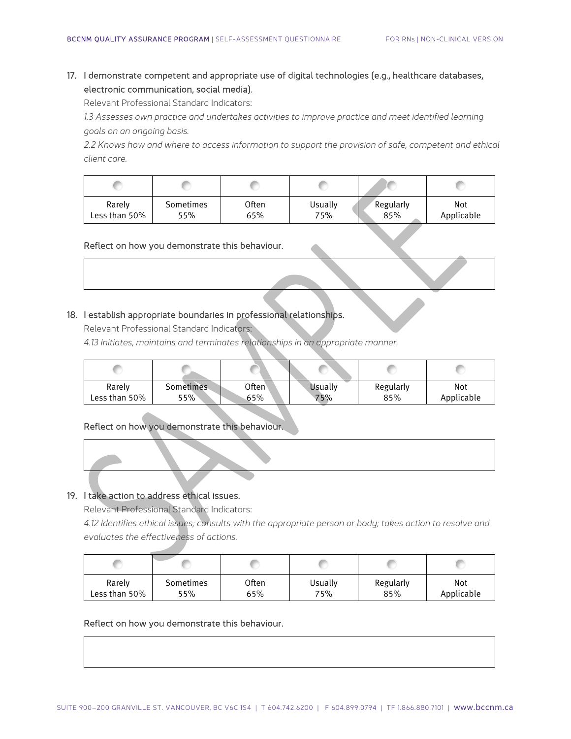17. I demonstrate competent and appropriate use of digital technologies (e.g., healthcare databases, electronic communication, social media).

    Relevant Professional Standard Indicators:

    *1.3 Assesses own practice and undertakes activities to improve practice and meet identified learning goals on an ongoing basis.*

    *2.2 Knows how and where to access information to support the provision of safe, competent and ethical client care.*

| ○ | ○ | ○ | ○ | ○ | ○ |
|---|---|---|---|---|---|
| Rarely Less than 50% | Sometimes 55% | Often 65% | Usually 75% | Regularly 85% | Not Applicable |

Reflect on how you demonstrate this behaviour.

18. I establish appropriate boundaries in professional relationships.

    Relevant Professional Standard Indicators:

    *4.13 Initiates, maintains and terminates relationships in an appropriate manner.*

| ○ | ○ | ○ | ○ | ○ | ○ |
|---|---|---|---|---|---|
| Rarely Less than 50% | Sometimes 55% | Often 65% | Usually 75% | Regularly 85% | Not Applicable |

Reflect on how you demonstrate this behaviour.

19. I take action to address ethical issues.

    Relevant Professional Standard Indicators:

    *4.12 Identifies ethical issues; consults with the appropriate person or body; takes action to resolve and evaluates the effectiveness of actions.*

| ○ | ○ | ○ | ○ | ○ | ○ |
|---|---|---|---|---|---|
| Rarely Less than 50% | Sometimes 55% | Often 65% | Usually 75% | Regularly 85% | Not Applicable |

Reflect on how you demonstrate this behaviour.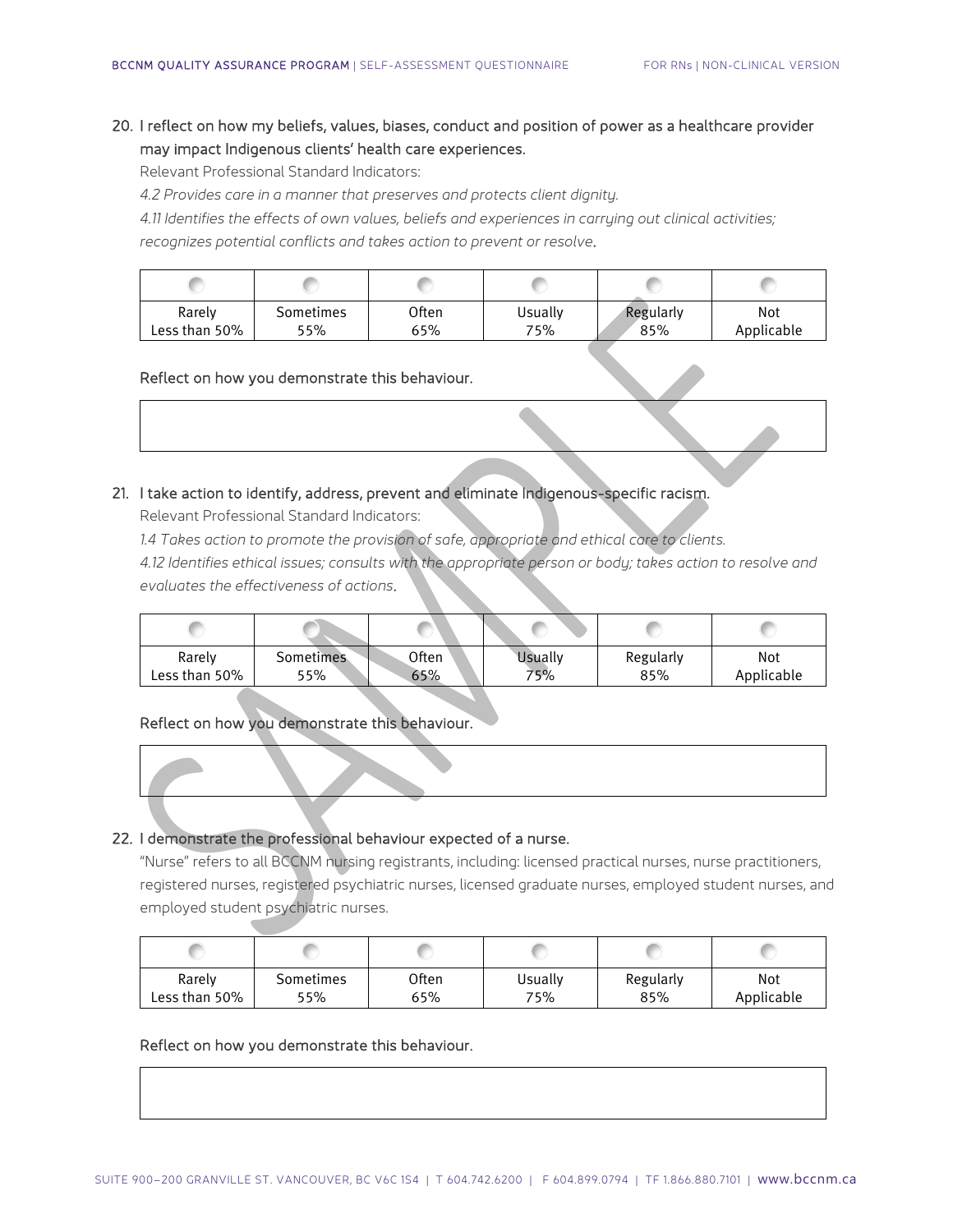20. I reflect on how my beliefs, values, biases, conduct and position of power as a healthcare provider may impact Indigenous clients' health care experiences.

Relevant Professional Standard Indicators:

*4.2 Provides care in a manner that preserves and protects client dignity.*

*4.11 Identifies the effects of own values, beliefs and experiences in carrying out clinical activities; recognizes potential conflicts and takes action to prevent or resolve.*

| ◯ | ◯ | ◯ | ◯ | ◯ | ◯ |
|---|---|---|---|---|---|
| Rarely Less than 50% | Sometimes 55% | Often 65% | Usually 75% | Regularly 85% | Not Applicable |

Reflect on how you demonstrate this behaviour.

| |
|---|
| |

21. I take action to identify, address, prevent and eliminate Indigenous-specific racism.

Relevant Professional Standard Indicators:

*1.4 Takes action to promote the provision of safe, appropriate and ethical care to clients.*

*4.12 Identifies ethical issues; consults with the appropriate person or body; takes action to resolve and evaluates the effectiveness of actions.*

| ◯ | ◯ | ◯ | ◯ | ◯ | ◯ |
|---|---|---|---|---|---|
| Rarely Less than 50% | Sometimes 55% | Often 65% | Usually 75% | Regularly 85% | Not Applicable |

Reflect on how you demonstrate this behaviour.

| |
|---|
| |

22. I demonstrate the professional behaviour expected of a nurse.

"Nurse" refers to all BCCNM nursing registrants, including: licensed practical nurses, nurse practitioners, registered nurses, registered psychiatric nurses, licensed graduate nurses, employed student nurses, and employed student psychiatric nurses.

| ◯ | ◯ | ◯ | ◯ | ◯ | ◯ |
|---|---|---|---|---|---|
| Rarely Less than 50% | Sometimes 55% | Often 65% | Usually 75% | Regularly 85% | Not Applicable |

Reflect on how you demonstrate this behaviour.

| |
|---|
| |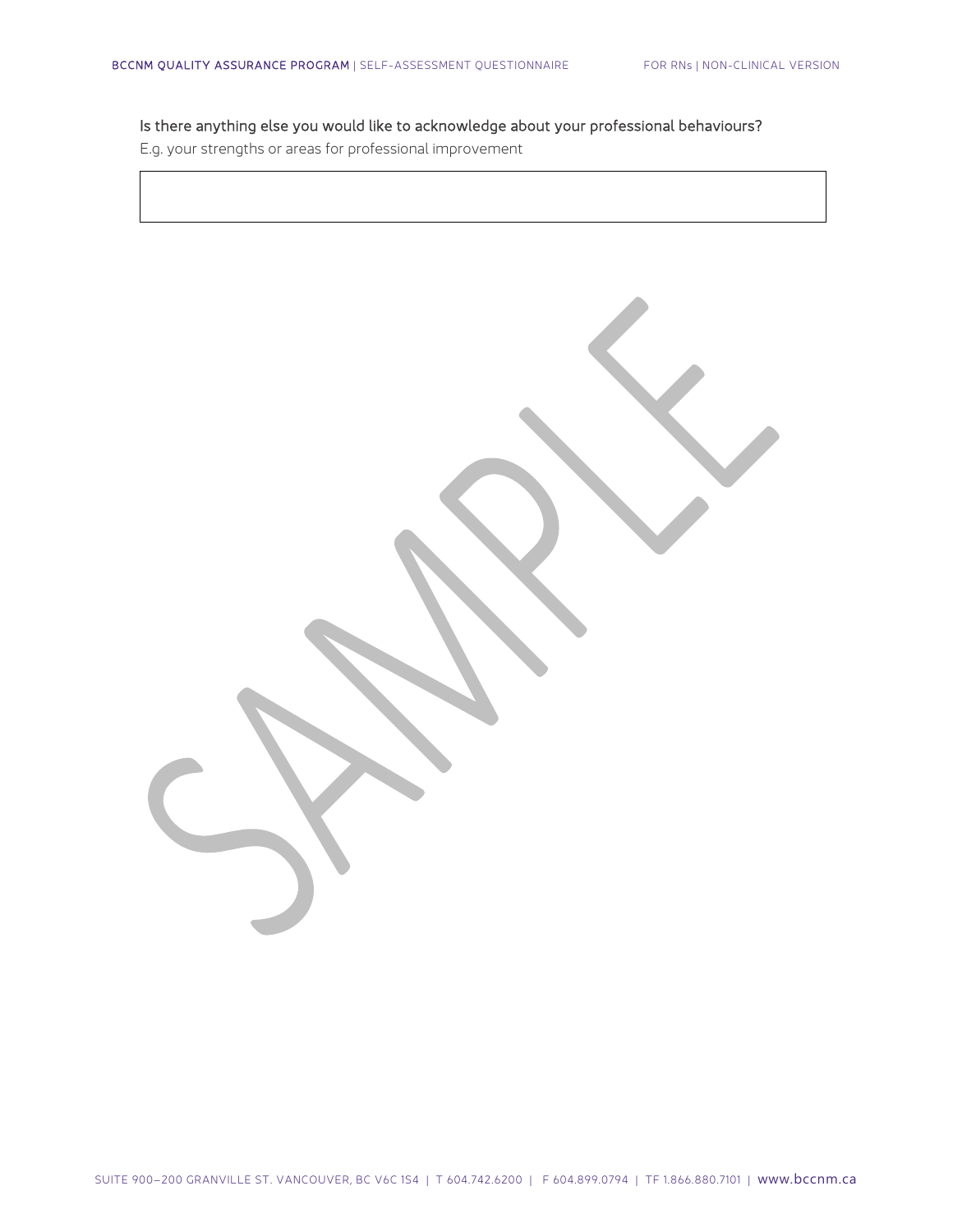**Is there anything else you would like to acknowledge about your professional behaviours?**

E.g. your strengths or areas for professional improvement

| |
|---|
| |

SAMPLE